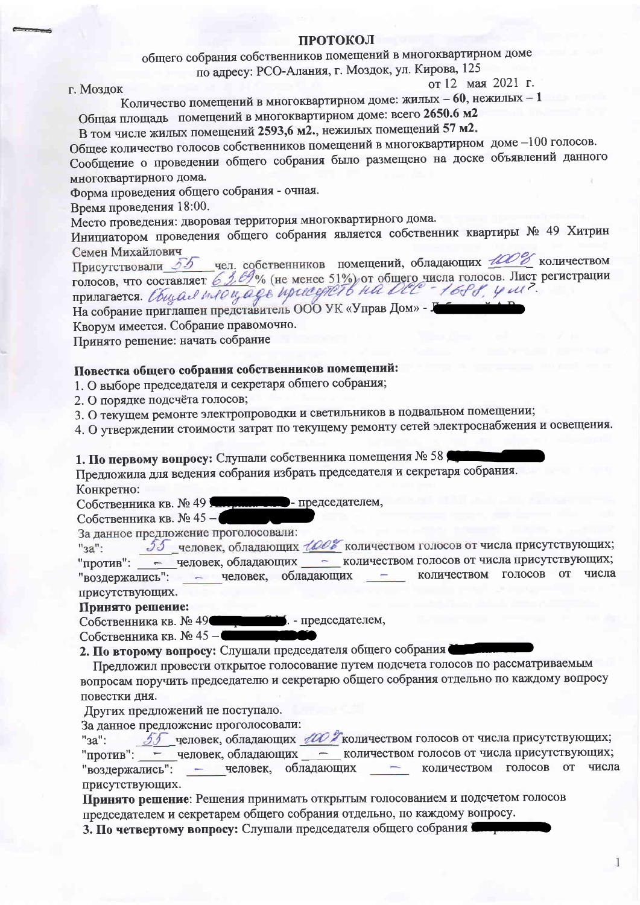# ПРОТОКОЛ

общего собрания собственников помещений в многоквартирном доме
по адресу: РСО-Алания, г. Моздок, ул. Кирова, 125

г. Моздок от 12 мая 2021 г.

Количество помещений в многоквартирном доме: жилых – **60**, нежилых – **1**

Общая площадь помещений в многоквартирном доме: всего **2650.6 м2**

В том числе жилых помещений **2593,6 м2.**, нежилых помещений **57 м2.**

Общее количество голосов собственников помещений в многоквартирном доме –100 голосов.

Сообщение о проведении общего собрания было размещено на доске объявлений данного многоквартирного дома.

Форма проведения общего собрания - очная.

Время проведения 18:00.

Место проведения: дворовая территория многоквартирного дома.

Инициатором проведения общего собрания является собственник квартиры № 49 Хитрин Семен Михайлович

Присутствовали _55_ чел. собственников помещений, обладающих _100%_ количеством голосов, что составляет _63,69_% (не менее 51%) от общего числа голосов. Лист регистрации прилагается. _Общая площадь присутств на ОСС - 1688,4 м2._

На собрание приглашен представитель ООО УК «Управ Дом» - [скрыто]

Кворум имеется. Собрание правомочно.

Принято решение: начать собрание

**Повестка общего собрания собственников помещений:**

1. О выборе председателя и секретаря общего собрания;
2. О порядке подсчёта голосов;
3. О текущем ремонте электропроводки и светильников в подвальном помещении;
4. О утверждении стоимости затрат по текущему ремонту сетей электроснабжения и освещения.

**1. По первому вопросу:** Слушали собственника помещения № 58 [скрыто]

Предложила для ведения собрания избрать председателя и секретаря собрания.

Конкретно:

Собственника кв. № 49 [скрыто] - председателем,

Собственника кв. № 45 – [скрыто]

За данное предложение проголосовали:

"за": _55_ человек, обладающих _100%_ количеством голосов от числа присутствующих;

"против": _–_ человек, обладающих _–_ количеством голосов от числа присутствующих;

"воздержались": _–_ человек, обладающих _–_ количеством голосов от числа присутствующих.

**Принято решение:**

Собственника кв. № 49 [скрыто] С.М. - председателем,

Собственника кв. № 45 – [скрыто]

**2. По второму вопросу:** Слушали председателя общего собрания [скрыто]

Предложил провести открытое голосование путем подсчета голосов по рассматриваемым вопросам поручить председателю и секретарю общего собрания отдельно по каждому вопросу повестки дня.

Других предложений не поступало.

За данное предложение проголосовали:

"за": _55_ человек, обладающих _100%_ количеством голосов от числа присутствующих;

"против": _–_ человек, обладающих _–_ количеством голосов от числа присутствующих;

"воздержались": _–_ человек, обладающих _–_ количеством голосов от числа присутствующих.

**Принято решение**: Решения принимать открытым голосованием и подсчетом голосов председателем и секретарем общего собрания отдельно, по каждому вопросу.

**3. По четвертому вопросу:** Слушали председателя общего собрания [скрыто]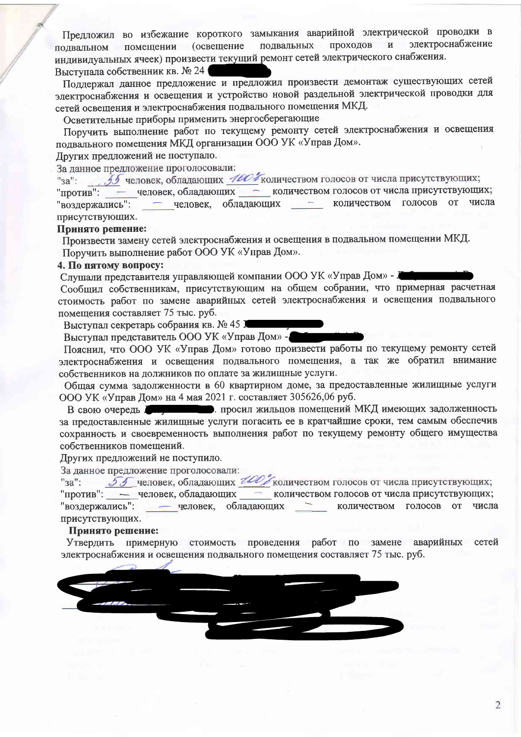Предложил во избежание короткого замыкания аварийной электрической проводки в подвальном помещении (освещение подвальных проходов и электроснабжение индивидуальных ячеек) произвести текущий ремонт сетей электрического снабжения.

Выступала собственник кв. № 24

Поддержал данное предложение и предложил произвести демонтаж существующих сетей электроснабжения и освещения и устройство новой раздельной электрической проводки для сетей освещения и электроснабжения подвального помещения МКД.

Осветительные приборы применить энергосберегающие

Поручить выполнение работ по текущему ремонту сетей электроснабжения и освещения подвального помещения МКД организации ООО УК «Управ Дом».

Других предложений не поступало.

За данное предложение проголосовали:

"за": 55 человек, обладающих 100% количеством голосов от числа присутствующих;
"против": — человек, обладающих — количеством голосов от числа присутствующих;
"воздержались": — человек, обладающих — количеством голосов от числа присутствующих.

**Принято решение:**

Произвести замену сетей электроснабжения и освещения в подвальном помещении МКД.

Поручить выполнение работ ООО УК «Управ Дом».

**4. По пятому вопросу:**

Слушали представителя управляющей компании ООО УК «Управ Дом» -

Сообщил собственникам, присутствующим на общем собрании, что примерная расчетная стоимость работ по замене аварийных сетей электроснабжения и освещения подвального помещения составляет 75 тыс. руб.

Выступал секретарь собрания кв. № 45

Выступал представитель ООО УК «Управ Дом» -

Пояснил, что ООО УК «Управ Дом» готово произвести работы по текущему ремонту сетей электроснабжения и освещения подвального помещения, а так же обратил внимание собственников на должников по оплате за жилищные услуги.

Общая сумма задолженности в 60 квартирном доме, за предоставленные жилищные услуги ООО УК «Управ Дом» на 4 мая 2021 г. составляет 305626,06 руб.

В свою очередь . просил жильцов помещений МКД имеющих задолженность за предоставленные жилищные услуги погасить ее в кратчайшие сроки, тем самым обеспечив сохранность и своевременность выполнения работ по текущему ремонту общего имущества собственников помещений.

Других предложений не поступило.

За данное предложение проголосовали:

"за": 55 человек, обладающих 100% количеством голосов от числа присутствующих;
"против": — человек, обладающих — количеством голосов от числа присутствующих;
"воздержались": — человек, обладающих — количеством голосов от числа присутствующих.

**Принято решение:**

Утвердить примерную стоимость проведения работ по замене аварийных сетей электроснабжения и освещения подвального помещения составляет 75 тыс. руб.